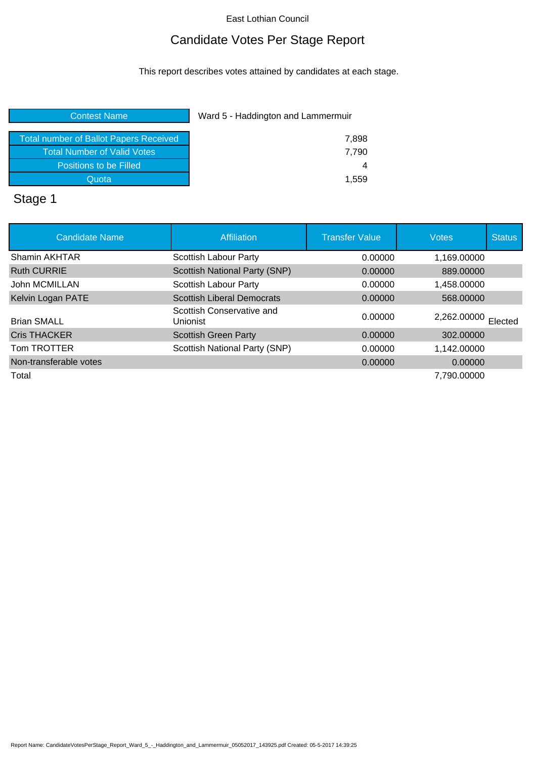East Lothian Council

# Candidate Votes Per Stage Report

This report describes votes attained by candidates at each stage.

| Contest Name | Ward 5 - Haddington and Lammermuir |
|---|---|
| Total number of Ballot Papers Received | 7,898 |
| Total Number of Valid Votes | 7,790 |
| Positions to be Filled | 4 |
| Quota | 1,559 |

## Stage 1

| Candidate Name | Affiliation | Transfer Value | Votes | Status |
|---|---|---|---|---|
| Shamin AKHTAR | Scottish Labour Party | 0.00000 | 1,169.00000 | |
| Ruth CURRIE | Scottish National Party (SNP) | 0.00000 | 889.00000 | |
| John MCMILLAN | Scottish Labour Party | 0.00000 | 1,458.00000 | |
| Kelvin Logan PATE | Scottish Liberal Democrats | 0.00000 | 568.00000 | |
| Brian SMALL | Scottish Conservative and Unionist | 0.00000 | 2,262.00000 | Elected |
| Cris THACKER | Scottish Green Party | 0.00000 | 302.00000 | |
| Tom TROTTER | Scottish National Party (SNP) | 0.00000 | 1,142.00000 | |
| Non-transferable votes | | 0.00000 | 0.00000 | |
| Total | | | 7,790.00000 | |

Report Name: CandidateVotesPerStage_Report_Ward_5_-_Haddington_and_Lammermuir_05052017_143925.pdf Created: 05-5-2017 14:39:25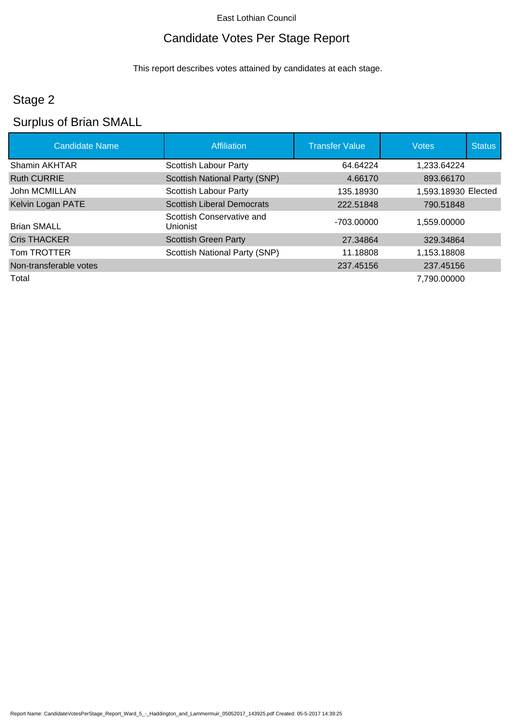East Lothian Council

# Candidate Votes Per Stage Report

This report describes votes attained by candidates at each stage.

## Stage 2

## Surplus of Brian SMALL

| Candidate Name | Affiliation | Transfer Value | Votes | Status |
|---|---|---|---|---|
| Shamin AKHTAR | Scottish Labour Party | 64.64224 | 1,233.64224 | |
| Ruth CURRIE | Scottish National Party (SNP) | 4.66170 | 893.66170 | |
| John MCMILLAN | Scottish Labour Party | 135.18930 | 1,593.18930 | Elected |
| Kelvin Logan PATE | Scottish Liberal Democrats | 222.51848 | 790.51848 | |
| Brian SMALL | Scottish Conservative and Unionist | -703.00000 | 1,559.00000 | |
| Cris THACKER | Scottish Green Party | 27.34864 | 329.34864 | |
| Tom TROTTER | Scottish National Party (SNP) | 11.18808 | 1,153.18808 | |
| Non-transferable votes | | 237.45156 | 237.45156 | |
| Total | | | 7,790.00000 | |

Report Name: CandidateVotesPerStage_Report_Ward_5_-_Haddington_and_Lammermuir_05052017_143925.pdf Created: 05-5-2017 14:39:25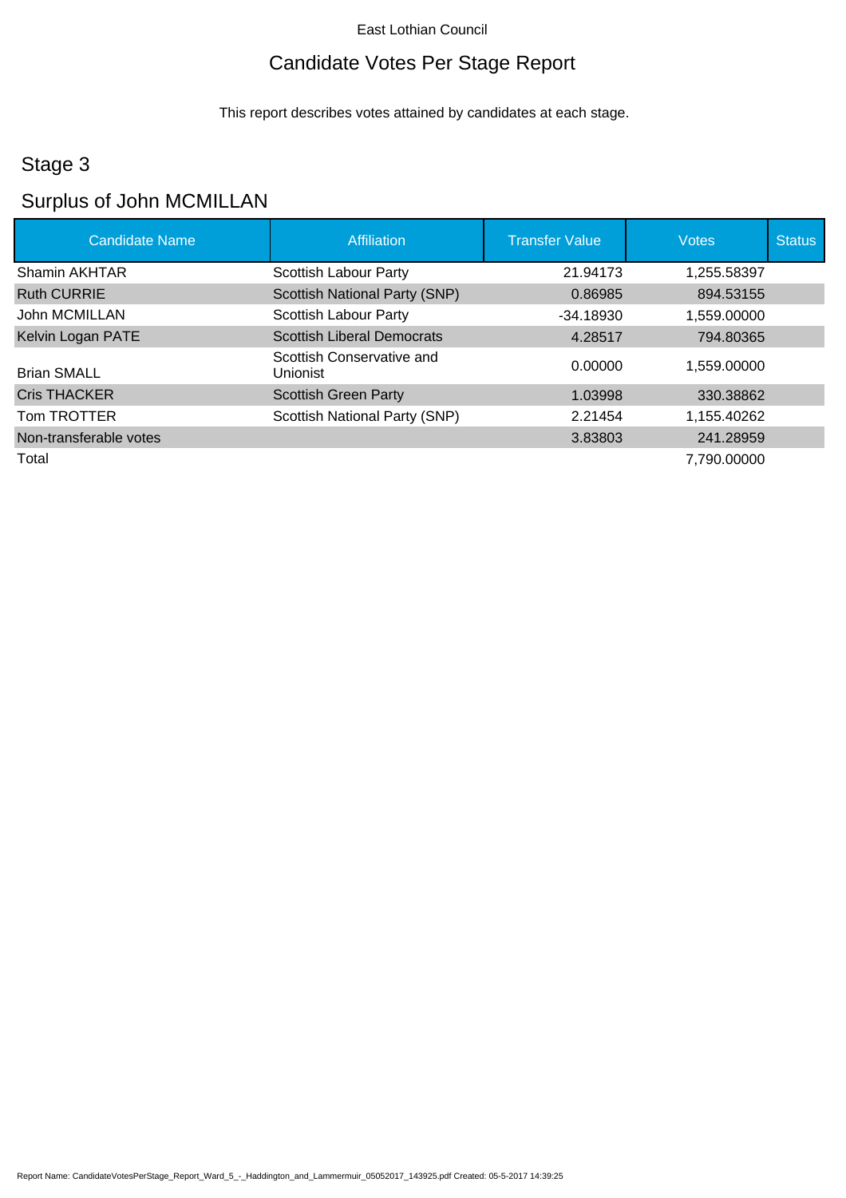East Lothian Council

# Candidate Votes Per Stage Report

This report describes votes attained by candidates at each stage.

## Stage 3

## Surplus of John MCMILLAN

| Candidate Name | Affiliation | Transfer Value | Votes | Status |
|---|---|---|---|---|
| Shamin AKHTAR | Scottish Labour Party | 21.94173 | 1,255.58397 | |
| Ruth CURRIE | Scottish National Party (SNP) | 0.86985 | 894.53155 | |
| John MCMILLAN | Scottish Labour Party | -34.18930 | 1,559.00000 | |
| Kelvin Logan PATE | Scottish Liberal Democrats | 4.28517 | 794.80365 | |
| Brian SMALL | Scottish Conservative and Unionist | 0.00000 | 1,559.00000 | |
| Cris THACKER | Scottish Green Party | 1.03998 | 330.38862 | |
| Tom TROTTER | Scottish National Party (SNP) | 2.21454 | 1,155.40262 | |
| Non-transferable votes | | 3.83803 | 241.28959 | |
| Total | | | 7,790.00000 | |

Report Name: CandidateVotesPerStage_Report_Ward_5_-_Haddington_and_Lammermuir_05052017_143925.pdf Created: 05-5-2017 14:39:25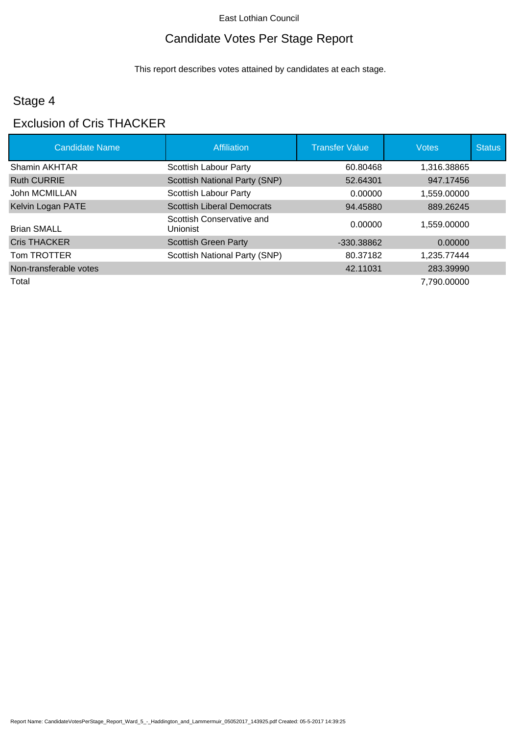East Lothian Council

# Candidate Votes Per Stage Report

This report describes votes attained by candidates at each stage.

## Stage 4

## Exclusion of Cris THACKER

| Candidate Name | Affiliation | Transfer Value | Votes | Status |
|---|---|---|---|---|
| Shamin AKHTAR | Scottish Labour Party | 60.80468 | 1,316.38865 | |
| Ruth CURRIE | Scottish National Party (SNP) | 52.64301 | 947.17456 | |
| John MCMILLAN | Scottish Labour Party | 0.00000 | 1,559.00000 | |
| Kelvin Logan PATE | Scottish Liberal Democrats | 94.45880 | 889.26245 | |
| Brian SMALL | Scottish Conservative and Unionist | 0.00000 | 1,559.00000 | |
| Cris THACKER | Scottish Green Party | -330.38862 | 0.00000 | |
| Tom TROTTER | Scottish National Party (SNP) | 80.37182 | 1,235.77444 | |
| Non-transferable votes | | 42.11031 | 283.39990 | |
| Total | | | 7,790.00000 | |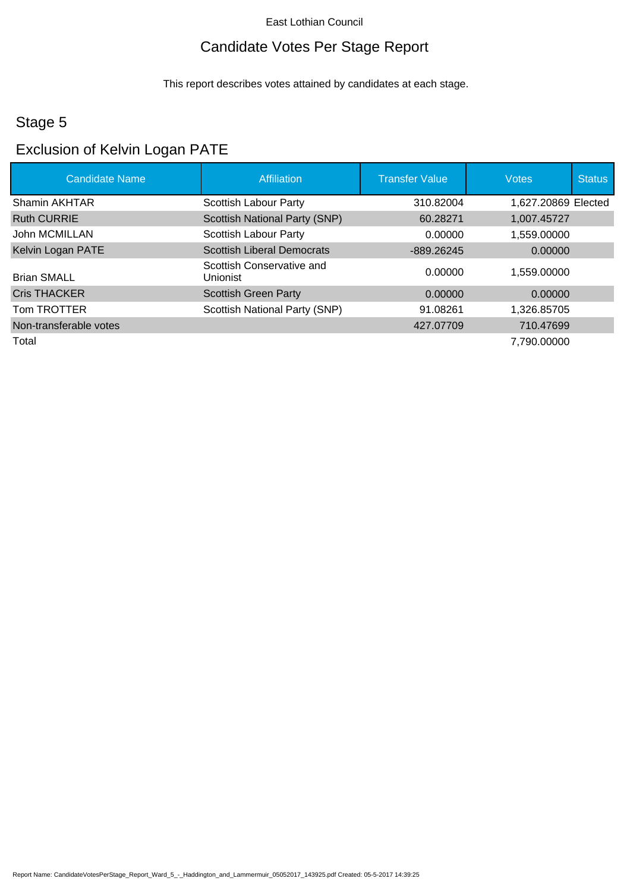East Lothian Council

# Candidate Votes Per Stage Report

This report describes votes attained by candidates at each stage.

## Stage 5

## Exclusion of Kelvin Logan PATE

| Candidate Name | Affiliation | Transfer Value | Votes | Status |
|---|---|---|---|---|
| Shamin AKHTAR | Scottish Labour Party | 310.82004 | 1,627.20869 | Elected |
| Ruth CURRIE | Scottish National Party (SNP) | 60.28271 | 1,007.45727 | |
| John MCMILLAN | Scottish Labour Party | 0.00000 | 1,559.00000 | |
| Kelvin Logan PATE | Scottish Liberal Democrats | -889.26245 | 0.00000 | |
| Brian SMALL | Scottish Conservative and Unionist | 0.00000 | 1,559.00000 | |
| Cris THACKER | Scottish Green Party | 0.00000 | 0.00000 | |
| Tom TROTTER | Scottish National Party (SNP) | 91.08261 | 1,326.85705 | |
| Non-transferable votes | | 427.07709 | 710.47699 | |
| Total | | | 7,790.00000 | |

Report Name: CandidateVotesPerStage_Report_Ward_5_-_Haddington_and_Lammermuir_05052017_143925.pdf Created: 05-5-2017 14:39:25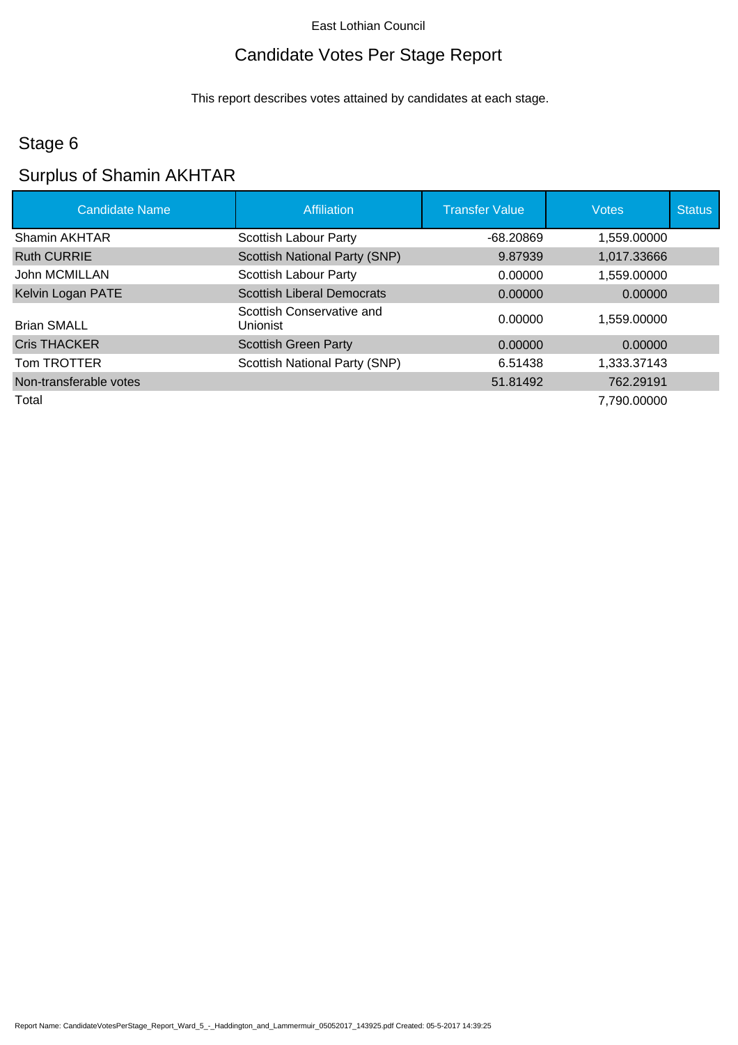East Lothian Council

# Candidate Votes Per Stage Report

This report describes votes attained by candidates at each stage.

## Stage 6

## Surplus of Shamin AKHTAR

| Candidate Name | Affiliation | Transfer Value | Votes | Status |
|---|---|---|---|---|
| Shamin AKHTAR | Scottish Labour Party | -68.20869 | 1,559.00000 | |
| Ruth CURRIE | Scottish National Party (SNP) | 9.87939 | 1,017.33666 | |
| John MCMILLAN | Scottish Labour Party | 0.00000 | 1,559.00000 | |
| Kelvin Logan PATE | Scottish Liberal Democrats | 0.00000 | 0.00000 | |
| Brian SMALL | Scottish Conservative and Unionist | 0.00000 | 1,559.00000 | |
| Cris THACKER | Scottish Green Party | 0.00000 | 0.00000 | |
| Tom TROTTER | Scottish National Party (SNP) | 6.51438 | 1,333.37143 | |
| Non-transferable votes | | 51.81492 | 762.29191 | |
| Total | | | 7,790.00000 | |

Report Name: CandidateVotesPerStage_Report_Ward_5_-_Haddington_and_Lammermuir_05052017_143925.pdf Created: 05-5-2017 14:39:25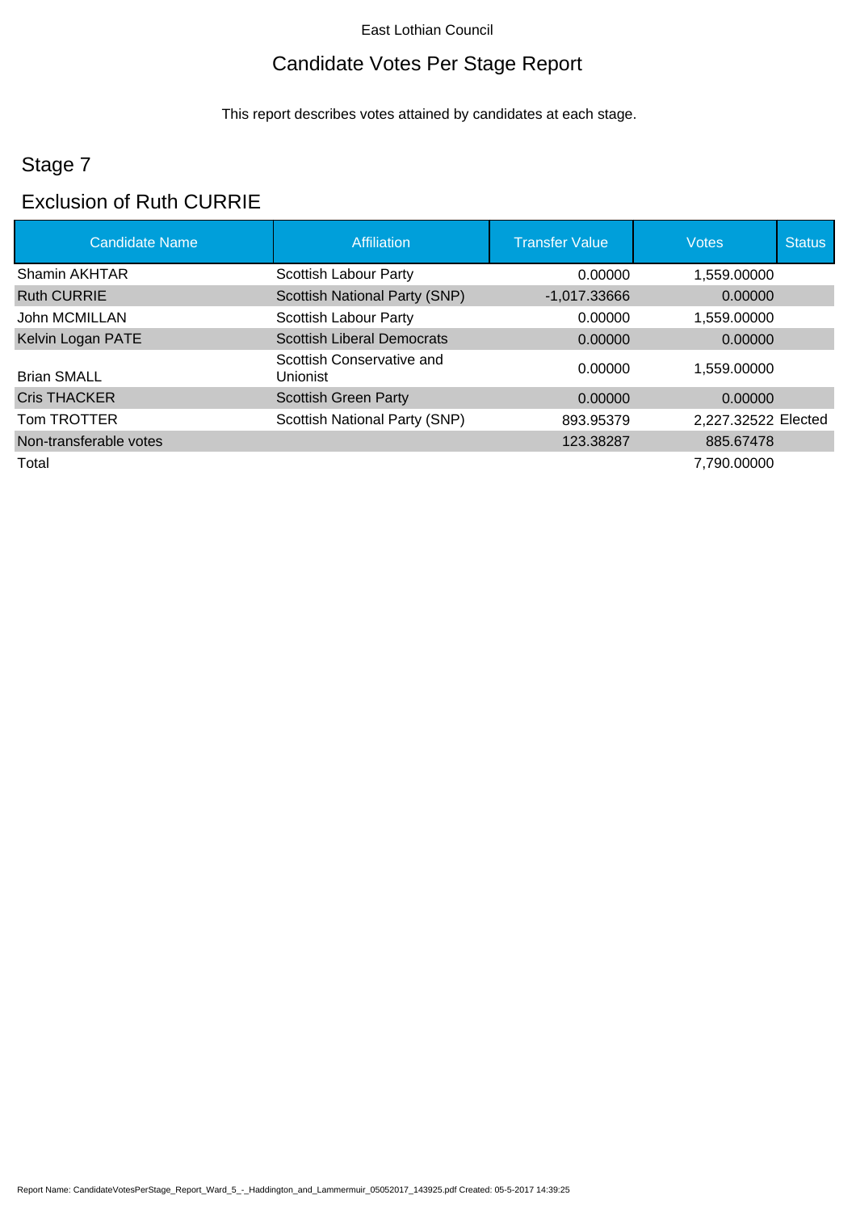East Lothian Council

# Candidate Votes Per Stage Report

This report describes votes attained by candidates at each stage.

## Stage 7

## Exclusion of Ruth CURRIE

| Candidate Name | Affiliation | Transfer Value | Votes | Status |
|---|---|---|---|---|
| Shamin AKHTAR | Scottish Labour Party | 0.00000 | 1,559.00000 | |
| Ruth CURRIE | Scottish National Party (SNP) | -1,017.33666 | 0.00000 | |
| John MCMILLAN | Scottish Labour Party | 0.00000 | 1,559.00000 | |
| Kelvin Logan PATE | Scottish Liberal Democrats | 0.00000 | 0.00000 | |
| Brian SMALL | Scottish Conservative and Unionist | 0.00000 | 1,559.00000 | |
| Cris THACKER | Scottish Green Party | 0.00000 | 0.00000 | |
| Tom TROTTER | Scottish National Party (SNP) | 893.95379 | 2,227.32522 | Elected |
| Non-transferable votes | | 123.38287 | 885.67478 | |
| Total | | | 7,790.00000 | |

Report Name: CandidateVotesPerStage_Report_Ward_5_-_Haddington_and_Lammermuir_05052017_143925.pdf Created: 05-5-2017 14:39:25